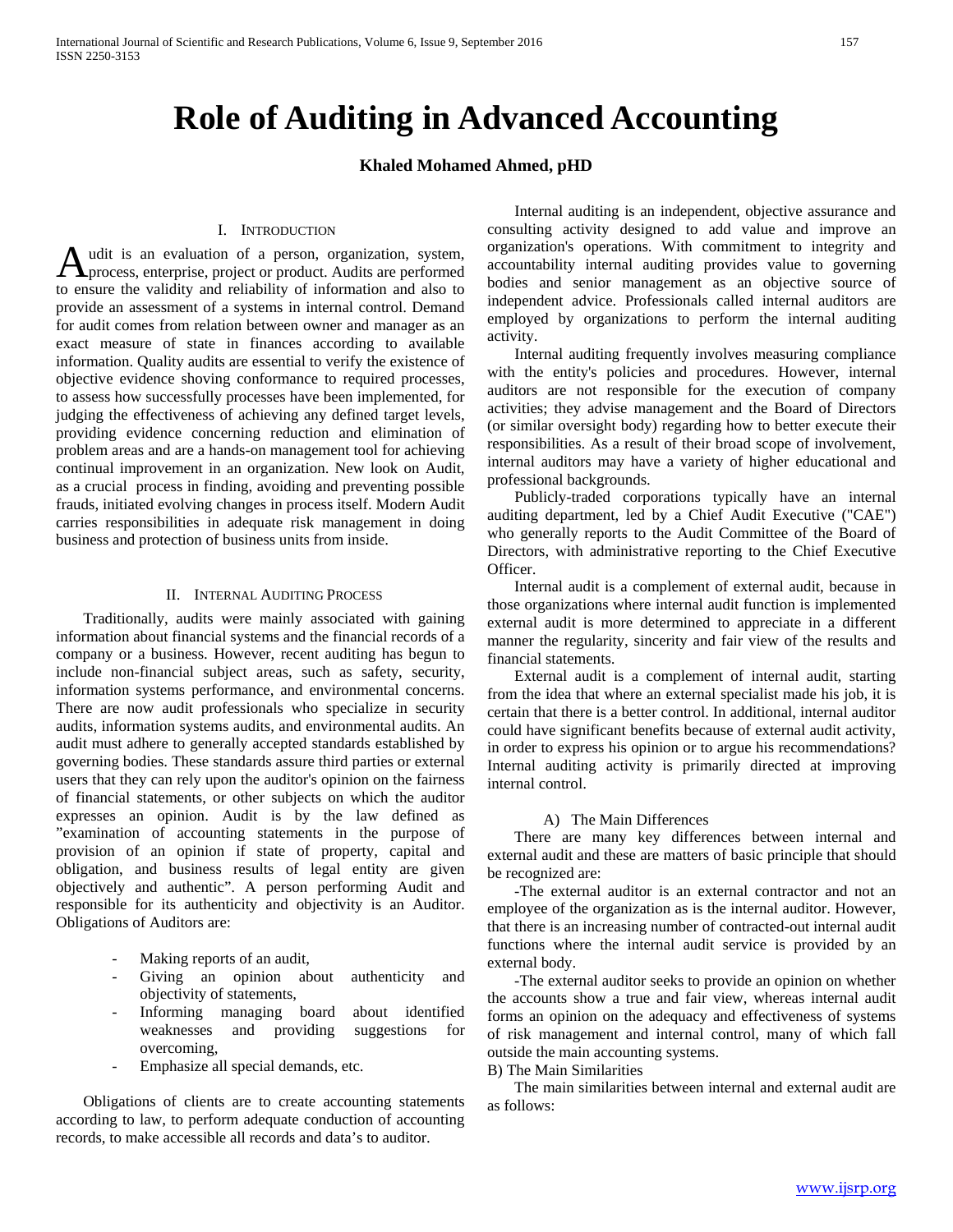# Role of Auditing in Advanced Accounting

**Khaled Mohamed Ahmed, pHD**

## I. Introduction

Audit is an evaluation of a person, organization, system, process, enterprise, project or product. Audits are performed to ensure the validity and reliability of information and also to provide an assessment of a systems in internal control. Demand for audit comes from relation between owner and manager as an exact measure of state in finances according to available information. Quality audits are essential to verify the existence of objective evidence shoving conformance to required processes, to assess how successfully processes have been implemented, for judging the effectiveness of achieving any defined target levels, providing evidence concerning reduction and elimination of problem areas and are a hands-on management tool for achieving continual improvement in an organization. New look on Audit, as a crucial process in finding, avoiding and preventing possible frauds, initiated evolving changes in process itself. Modern Audit carries responsibilities in adequate risk management in doing business and protection of business units from inside.

## II. Internal Auditing Process

Traditionally, audits were mainly associated with gaining information about financial systems and the financial records of a company or a business. However, recent auditing has begun to include non-financial subject areas, such as safety, security, information systems performance, and environmental concerns. There are now audit professionals who specialize in security audits, information systems audits, and environmental audits. An audit must adhere to generally accepted standards established by governing bodies. These standards assure third parties or external users that they can rely upon the auditor's opinion on the fairness of financial statements, or other subjects on which the auditor expresses an opinion. Audit is by the law defined as "examination of accounting statements in the purpose of provision of an opinion if state of property, capital and obligation, and business results of legal entity are given objectively and authentic". A person performing Audit and responsible for its authenticity and objectivity is an Auditor. Obligations of Auditors are:

- Making reports of an audit,
- Giving an opinion about authenticity and objectivity of statements,
- Informing managing board about identified weaknesses and providing suggestions for overcoming,
- Emphasize all special demands, etc.

Obligations of clients are to create accounting statements according to law, to perform adequate conduction of accounting records, to make accessible all records and data's to auditor.

Internal auditing is an independent, objective assurance and consulting activity designed to add value and improve an organization's operations. With commitment to integrity and accountability internal auditing provides value to governing bodies and senior management as an objective source of independent advice. Professionals called internal auditors are employed by organizations to perform the internal auditing activity.

Internal auditing frequently involves measuring compliance with the entity's policies and procedures. However, internal auditors are not responsible for the execution of company activities; they advise management and the Board of Directors (or similar oversight body) regarding how to better execute their responsibilities. As a result of their broad scope of involvement, internal auditors may have a variety of higher educational and professional backgrounds.

Publicly-traded corporations typically have an internal auditing department, led by a Chief Audit Executive ("CAE") who generally reports to the Audit Committee of the Board of Directors, with administrative reporting to the Chief Executive Officer.

Internal audit is a complement of external audit, because in those organizations where internal audit function is implemented external audit is more determined to appreciate in a different manner the regularity, sincerity and fair view of the results and financial statements.

External audit is a complement of internal audit, starting from the idea that where an external specialist made his job, it is certain that there is a better control. In additional, internal auditor could have significant benefits because of external audit activity, in order to express his opinion or to argue his recommendations? Internal auditing activity is primarily directed at improving internal control.

### A) The Main Differences

There are many key differences between internal and external audit and these are matters of basic principle that should be recognized are:

-The external auditor is an external contractor and not an employee of the organization as is the internal auditor. However, that there is an increasing number of contracted-out internal audit functions where the internal audit service is provided by an external body.

-The external auditor seeks to provide an opinion on whether the accounts show a true and fair view, whereas internal audit forms an opinion on the adequacy and effectiveness of systems of risk management and internal control, many of which fall outside the main accounting systems.

### B) The Main Similarities

The main similarities between internal and external audit are as follows: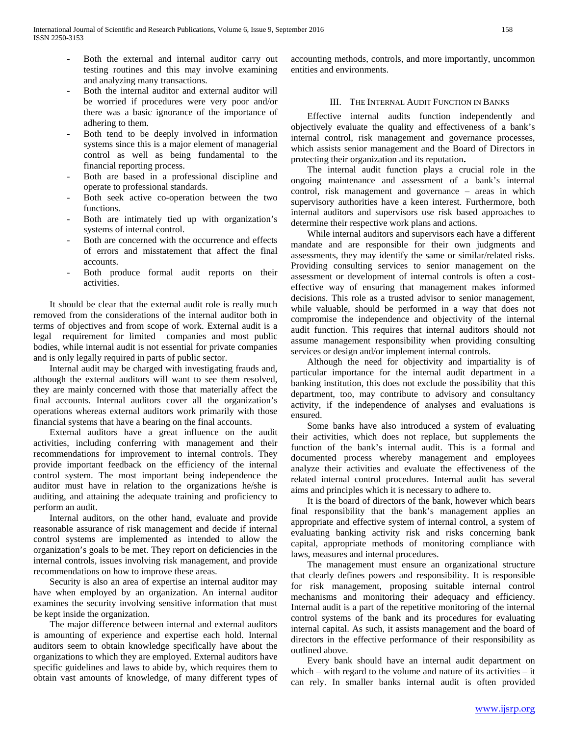- Both the external and internal auditor carry out testing routines and this may involve examining and analyzing many transactions.
- Both the internal auditor and external auditor will be worried if procedures were very poor and/or there was a basic ignorance of the importance of adhering to them.
- Both tend to be deeply involved in information systems since this is a major element of managerial control as well as being fundamental to the financial reporting process.
- Both are based in a professional discipline and operate to professional standards.
- Both seek active co-operation between the two functions.
- Both are intimately tied up with organization's systems of internal control.
- Both are concerned with the occurrence and effects of errors and misstatement that affect the final accounts.
- Both produce formal audit reports on their activities.

It should be clear that the external audit role is really much removed from the considerations of the internal auditor both in terms of objectives and from scope of work. External audit is a legal requirement for limited companies and most public bodies, while internal audit is not essential for private companies and is only legally required in parts of public sector.

Internal audit may be charged with investigating frauds and, although the external auditors will want to see them resolved, they are mainly concerned with those that materially affect the final accounts. Internal auditors cover all the organization's operations whereas external auditors work primarily with those financial systems that have a bearing on the final accounts.

External auditors have a great influence on the audit activities, including conferring with management and their recommendations for improvement to internal controls. They provide important feedback on the efficiency of the internal control system. The most important being independence the auditor must have in relation to the organizations he/she is auditing, and attaining the adequate training and proficiency to perform an audit.

Internal auditors, on the other hand, evaluate and provide reasonable assurance of risk management and decide if internal control systems are implemented as intended to allow the organization's goals to be met. They report on deficiencies in the internal controls, issues involving risk management, and provide recommendations on how to improve these areas.

Security is also an area of expertise an internal auditor may have when employed by an organization. An internal auditor examines the security involving sensitive information that must be kept inside the organization.

The major difference between internal and external auditors is amounting of experience and expertise each hold. Internal auditors seem to obtain knowledge specifically have about the organizations to which they are employed. External auditors have specific guidelines and laws to abide by, which requires them to obtain vast amounts of knowledge, of many different types of accounting methods, controls, and more importantly, uncommon entities and environments.

## III. THE INTERNAL AUDIT FUNCTION IN BANKS

Effective internal audits function independently and objectively evaluate the quality and effectiveness of a bank's internal control, risk management and governance processes, which assists senior management and the Board of Directors in protecting their organization and its reputation**.**

The internal audit function plays a crucial role in the ongoing maintenance and assessment of a bank's internal control, risk management and governance – areas in which supervisory authorities have a keen interest. Furthermore, both internal auditors and supervisors use risk based approaches to determine their respective work plans and actions.

While internal auditors and supervisors each have a different mandate and are responsible for their own judgments and assessments, they may identify the same or similar/related risks. Providing consulting services to senior management on the assessment or development of internal controls is often a cost-effective way of ensuring that management makes informed decisions. This role as a trusted advisor to senior management, while valuable, should be performed in a way that does not compromise the independence and objectivity of the internal audit function. This requires that internal auditors should not assume management responsibility when providing consulting services or design and/or implement internal controls.

Although the need for objectivity and impartiality is of particular importance for the internal audit department in a banking institution, this does not exclude the possibility that this department, too, may contribute to advisory and consultancy activity, if the independence of analyses and evaluations is ensured.

Some banks have also introduced a system of evaluating their activities, which does not replace, but supplements the function of the bank's internal audit. This is a formal and documented process whereby management and employees analyze their activities and evaluate the effectiveness of the related internal control procedures. Internal audit has several aims and principles which it is necessary to adhere to.

It is the board of directors of the bank, however which bears final responsibility that the bank's management applies an appropriate and effective system of internal control, a system of evaluating banking activity risk and risks concerning bank capital, appropriate methods of monitoring compliance with laws, measures and internal procedures.

The management must ensure an organizational structure that clearly defines powers and responsibility. It is responsible for risk management, proposing suitable internal control mechanisms and monitoring their adequacy and efficiency. Internal audit is a part of the repetitive monitoring of the internal control systems of the bank and its procedures for evaluating internal capital. As such, it assists management and the board of directors in the effective performance of their responsibility as outlined above.

Every bank should have an internal audit department on which – with regard to the volume and nature of its activities – it can rely. In smaller banks internal audit is often provided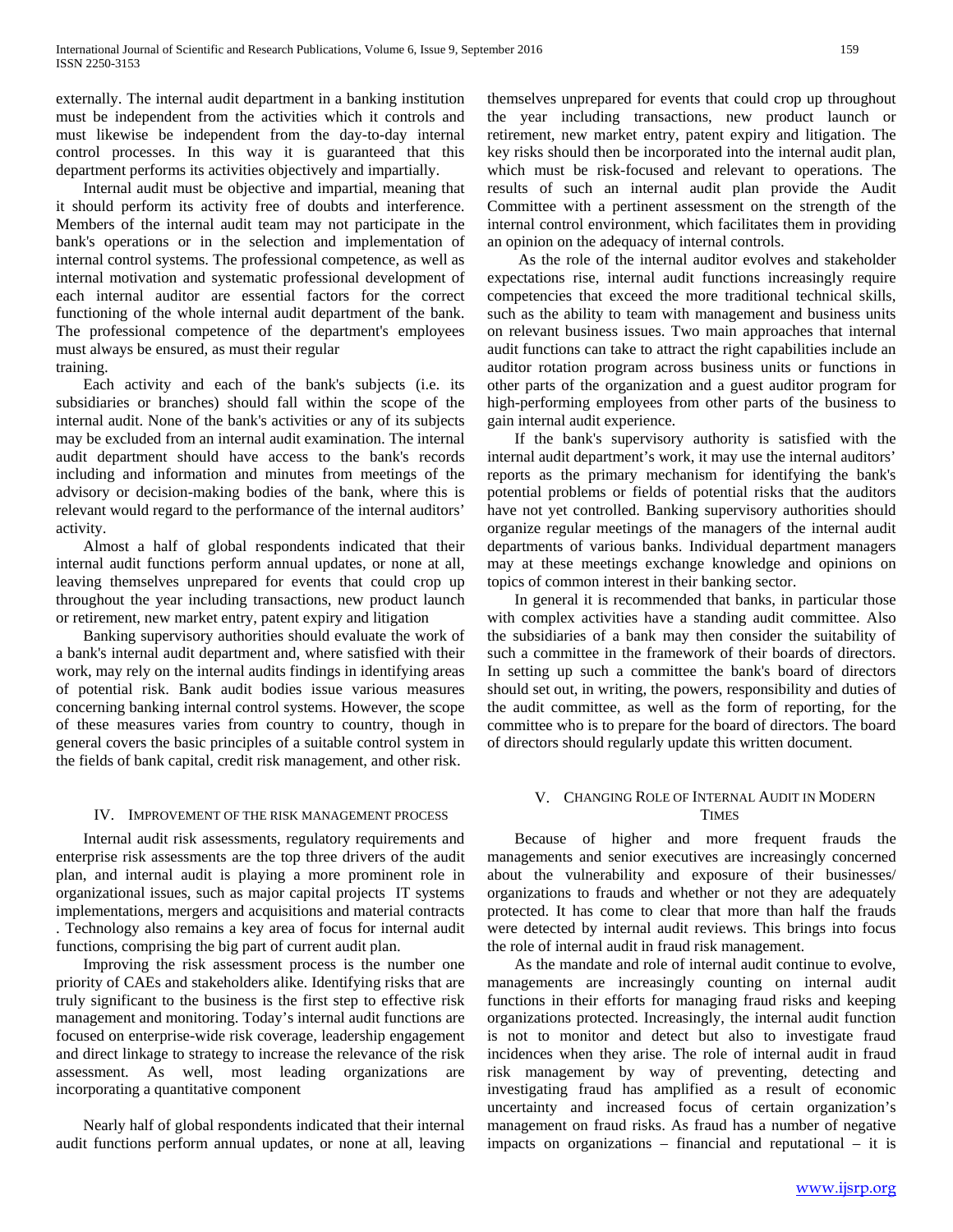externally. The internal audit department in a banking institution must be independent from the activities which it controls and must likewise be independent from the day-to-day internal control processes. In this way it is guaranteed that this department performs its activities objectively and impartially.

Internal audit must be objective and impartial, meaning that it should perform its activity free of doubts and interference. Members of the internal audit team may not participate in the bank's operations or in the selection and implementation of internal control systems. The professional competence, as well as internal motivation and systematic professional development of each internal auditor are essential factors for the correct functioning of the whole internal audit department of the bank. The professional competence of the department's employees must always be ensured, as must their regular training.

Each activity and each of the bank's subjects (i.e. its subsidiaries or branches) should fall within the scope of the internal audit. None of the bank's activities or any of its subjects may be excluded from an internal audit examination. The internal audit department should have access to the bank's records including and information and minutes from meetings of the advisory or decision-making bodies of the bank, where this is relevant would regard to the performance of the internal auditors' activity.

Almost a half of global respondents indicated that their internal audit functions perform annual updates, or none at all, leaving themselves unprepared for events that could crop up throughout the year including transactions, new product launch or retirement, new market entry, patent expiry and litigation

Banking supervisory authorities should evaluate the work of a bank's internal audit department and, where satisfied with their work, may rely on the internal audits findings in identifying areas of potential risk. Bank audit bodies issue various measures concerning banking internal control systems. However, the scope of these measures varies from country to country, though in general covers the basic principles of a suitable control system in the fields of bank capital, credit risk management, and other risk.

## IV. Improvement of the Risk Management Process

Internal audit risk assessments, regulatory requirements and enterprise risk assessments are the top three drivers of the audit plan, and internal audit is playing a more prominent role in organizational issues, such as major capital projects IT systems implementations, mergers and acquisitions and material contracts . Technology also remains a key area of focus for internal audit functions, comprising the big part of current audit plan.

Improving the risk assessment process is the number one priority of CAEs and stakeholders alike. Identifying risks that are truly significant to the business is the first step to effective risk management and monitoring. Today's internal audit functions are focused on enterprise-wide risk coverage, leadership engagement and direct linkage to strategy to increase the relevance of the risk assessment. As well, most leading organizations are incorporating a quantitative component

Nearly half of global respondents indicated that their internal audit functions perform annual updates, or none at all, leaving themselves unprepared for events that could crop up throughout the year including transactions, new product launch or retirement, new market entry, patent expiry and litigation. The key risks should then be incorporated into the internal audit plan, which must be risk-focused and relevant to operations. The results of such an internal audit plan provide the Audit Committee with a pertinent assessment on the strength of the internal control environment, which facilitates them in providing an opinion on the adequacy of internal controls.

As the role of the internal auditor evolves and stakeholder expectations rise, internal audit functions increasingly require competencies that exceed the more traditional technical skills, such as the ability to team with management and business units on relevant business issues. Two main approaches that internal audit functions can take to attract the right capabilities include an auditor rotation program across business units or functions in other parts of the organization and a guest auditor program for high-performing employees from other parts of the business to gain internal audit experience.

If the bank's supervisory authority is satisfied with the internal audit department's work, it may use the internal auditors' reports as the primary mechanism for identifying the bank's potential problems or fields of potential risks that the auditors have not yet controlled. Banking supervisory authorities should organize regular meetings of the managers of the internal audit departments of various banks. Individual department managers may at these meetings exchange knowledge and opinions on topics of common interest in their banking sector.

In general it is recommended that banks, in particular those with complex activities have a standing audit committee. Also the subsidiaries of a bank may then consider the suitability of such a committee in the framework of their boards of directors. In setting up such a committee the bank's board of directors should set out, in writing, the powers, responsibility and duties of the audit committee, as well as the form of reporting, for the committee who is to prepare for the board of directors. The board of directors should regularly update this written document.

## V. Changing Role of Internal Audit in Modern Times

Because of higher and more frequent frauds the managements and senior executives are increasingly concerned about the vulnerability and exposure of their businesses/ organizations to frauds and whether or not they are adequately protected. It has come to clear that more than half the frauds were detected by internal audit reviews. This brings into focus the role of internal audit in fraud risk management.

As the mandate and role of internal audit continue to evolve, managements are increasingly counting on internal audit functions in their efforts for managing fraud risks and keeping organizations protected. Increasingly, the internal audit function is not to monitor and detect but also to investigate fraud incidences when they arise. The role of internal audit in fraud risk management by way of preventing, detecting and investigating fraud has amplified as a result of economic uncertainty and increased focus of certain organization's management on fraud risks. As fraud has a number of negative impacts on organizations – financial and reputational – it is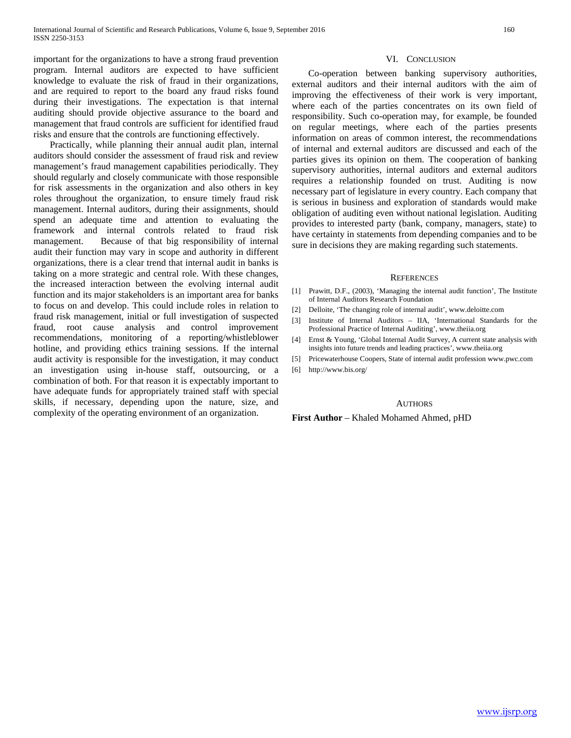important for the organizations to have a strong fraud prevention program. Internal auditors are expected to have sufficient knowledge to evaluate the risk of fraud in their organizations, and are required to report to the board any fraud risks found during their investigations. The expectation is that internal auditing should provide objective assurance to the board and management that fraud controls are sufficient for identified fraud risks and ensure that the controls are functioning effectively.

Practically, while planning their annual audit plan, internal auditors should consider the assessment of fraud risk and review management's fraud management capabilities periodically. They should regularly and closely communicate with those responsible for risk assessments in the organization and also others in key roles throughout the organization, to ensure timely fraud risk management. Internal auditors, during their assignments, should spend an adequate time and attention to evaluating the framework and internal controls related to fraud risk management. Because of that big responsibility of internal audit their function may vary in scope and authority in different organizations, there is a clear trend that internal audit in banks is taking on a more strategic and central role. With these changes, the increased interaction between the evolving internal audit function and its major stakeholders is an important area for banks to focus on and develop. This could include roles in relation to fraud risk management, initial or full investigation of suspected fraud, root cause analysis and control improvement recommendations, monitoring of a reporting/whistleblower hotline, and providing ethics training sessions. If the internal audit activity is responsible for the investigation, it may conduct an investigation using in-house staff, outsourcing, or a combination of both. For that reason it is expectably important to have adequate funds for appropriately trained staff with special skills, if necessary, depending upon the nature, size, and complexity of the operating environment of an organization.

## VI. Conclusion

Co-operation between banking supervisory authorities, external auditors and their internal auditors with the aim of improving the effectiveness of their work is very important, where each of the parties concentrates on its own field of responsibility. Such co-operation may, for example, be founded on regular meetings, where each of the parties presents information on areas of common interest, the recommendations of internal and external auditors are discussed and each of the parties gives its opinion on them. The cooperation of banking supervisory authorities, internal auditors and external auditors requires a relationship founded on trust. Auditing is now necessary part of legislature in every country. Each company that is serious in business and exploration of standards would make obligation of auditing even without national legislation. Auditing provides to interested party (bank, company, managers, state) to have certainty in statements from depending companies and to be sure in decisions they are making regarding such statements.

## References

[1] Prawitt, D.F., (2003), 'Managing the internal audit function', The Institute of Internal Auditors Research Foundation

[2] Delloite, 'The changing role of internal audit', www.deloitte.com

[3] Institute of Internal Auditors – IIA, 'International Standards for the Professional Practice of Internal Auditing', www.theiia.org

[4] Ernst & Young, 'Global Internal Audit Survey, A current state analysis with insights into future trends and leading practices', www.theiia.org

[5] Pricewaterhouse Coopers, State of internal audit profession www.pwc.com

[6] http://www.bis.org/

## Authors

**First Author** – Khaled Mohamed Ahmed, pHD